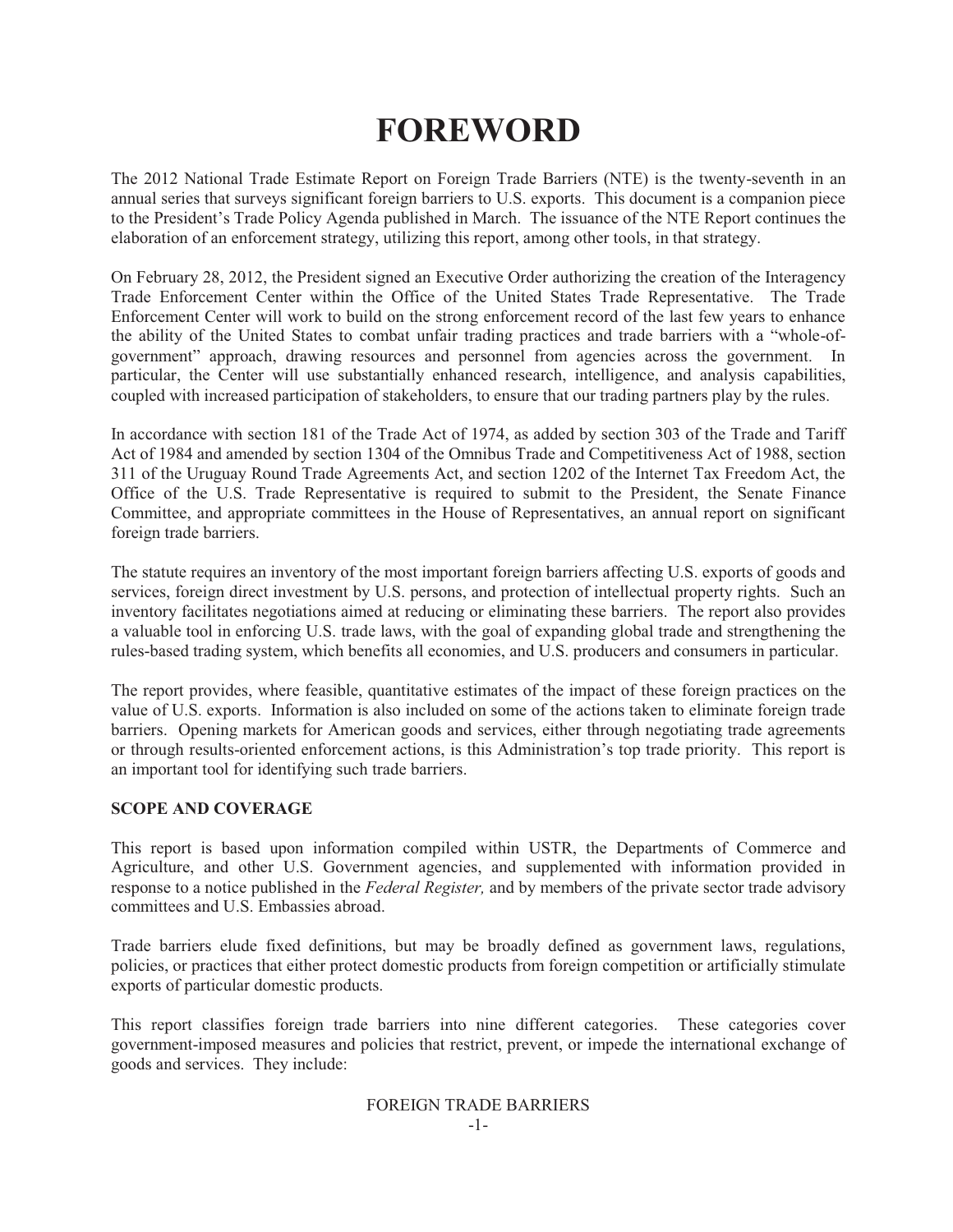# FOREWORD

The 2012 National Trade Estimate Report on Foreign Trade Barriers (NTE) is the twenty-seventh in an annual series that surveys significant foreign barriers to U.S. exports. This document is a companion piece to the President's Trade Policy Agenda published in March. The issuance of the NTE Report continues the elaboration of an enforcement strategy, utilizing this report, among other tools, in that strategy.

On February 28, 2012, the President signed an Executive Order authorizing the creation of the Interagency Trade Enforcement Center within the Office of the United States Trade Representative. The Trade Enforcement Center will work to build on the strong enforcement record of the last few years to enhance the ability of the United States to combat unfair trading practices and trade barriers with a "whole-of-government" approach, drawing resources and personnel from agencies across the government. In particular, the Center will use substantially enhanced research, intelligence, and analysis capabilities, coupled with increased participation of stakeholders, to ensure that our trading partners play by the rules.

In accordance with section 181 of the Trade Act of 1974, as added by section 303 of the Trade and Tariff Act of 1984 and amended by section 1304 of the Omnibus Trade and Competitiveness Act of 1988, section 311 of the Uruguay Round Trade Agreements Act, and section 1202 of the Internet Tax Freedom Act, the Office of the U.S. Trade Representative is required to submit to the President, the Senate Finance Committee, and appropriate committees in the House of Representatives, an annual report on significant foreign trade barriers.

The statute requires an inventory of the most important foreign barriers affecting U.S. exports of goods and services, foreign direct investment by U.S. persons, and protection of intellectual property rights. Such an inventory facilitates negotiations aimed at reducing or eliminating these barriers. The report also provides a valuable tool in enforcing U.S. trade laws, with the goal of expanding global trade and strengthening the rules-based trading system, which benefits all economies, and U.S. producers and consumers in particular.

The report provides, where feasible, quantitative estimates of the impact of these foreign practices on the value of U.S. exports. Information is also included on some of the actions taken to eliminate foreign trade barriers. Opening markets for American goods and services, either through negotiating trade agreements or through results-oriented enforcement actions, is this Administration's top trade priority. This report is an important tool for identifying such trade barriers.

**SCOPE AND COVERAGE**

This report is based upon information compiled within USTR, the Departments of Commerce and Agriculture, and other U.S. Government agencies, and supplemented with information provided in response to a notice published in the *Federal Register,* and by members of the private sector trade advisory committees and U.S. Embassies abroad.

Trade barriers elude fixed definitions, but may be broadly defined as government laws, regulations, policies, or practices that either protect domestic products from foreign competition or artificially stimulate exports of particular domestic products.

This report classifies foreign trade barriers into nine different categories. These categories cover government-imposed measures and policies that restrict, prevent, or impede the international exchange of goods and services. They include: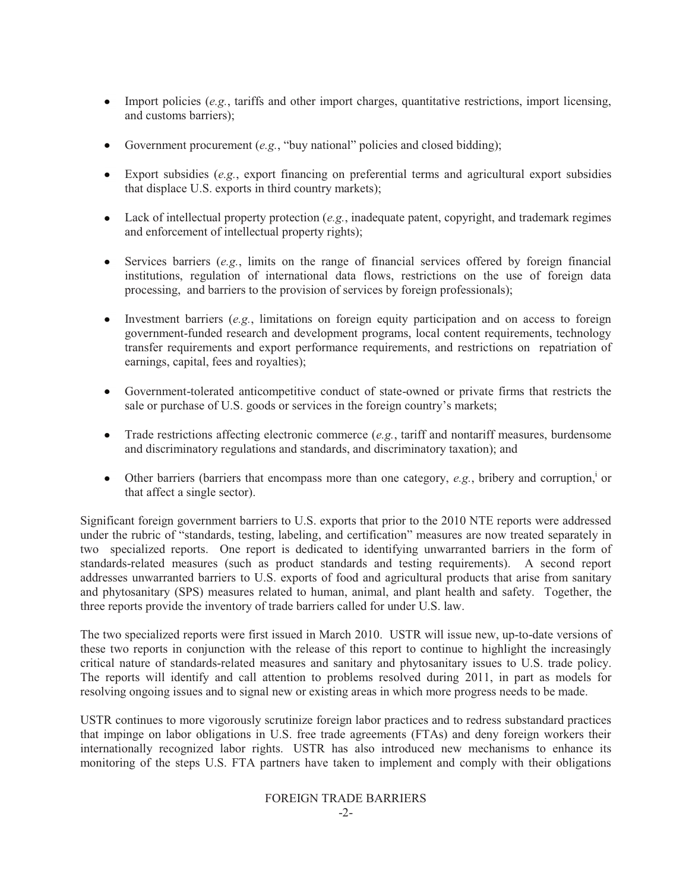- Import policies (*e.g.*, tariffs and other import charges, quantitative restrictions, import licensing, and customs barriers);

- Government procurement (*e.g.*, "buy national" policies and closed bidding);

- Export subsidies (*e.g.*, export financing on preferential terms and agricultural export subsidies that displace U.S. exports in third country markets);

- Lack of intellectual property protection (*e.g.*, inadequate patent, copyright, and trademark regimes and enforcement of intellectual property rights);

- Services barriers (*e.g.*, limits on the range of financial services offered by foreign financial institutions, regulation of international data flows, restrictions on the use of foreign data processing, and barriers to the provision of services by foreign professionals);

- Investment barriers (*e.g.*, limitations on foreign equity participation and on access to foreign government-funded research and development programs, local content requirements, technology transfer requirements and export performance requirements, and restrictions on repatriation of earnings, capital, fees and royalties);

- Government-tolerated anticompetitive conduct of state-owned or private firms that restricts the sale or purchase of U.S. goods or services in the foreign country's markets;

- Trade restrictions affecting electronic commerce (*e.g.*, tariff and nontariff measures, burdensome and discriminatory regulations and standards, and discriminatory taxation); and

- Other barriers (barriers that encompass more than one category, *e.g.*, bribery and corruption,[i] or that affect a single sector).

Significant foreign government barriers to U.S. exports that prior to the 2010 NTE reports were addressed under the rubric of "standards, testing, labeling, and certification" measures are now treated separately in two specialized reports. One report is dedicated to identifying unwarranted barriers in the form of standards-related measures (such as product standards and testing requirements). A second report addresses unwarranted barriers to U.S. exports of food and agricultural products that arise from sanitary and phytosanitary (SPS) measures related to human, animal, and plant health and safety. Together, the three reports provide the inventory of trade barriers called for under U.S. law.

The two specialized reports were first issued in March 2010. USTR will issue new, up-to-date versions of these two reports in conjunction with the release of this report to continue to highlight the increasingly critical nature of standards-related measures and sanitary and phytosanitary issues to U.S. trade policy. The reports will identify and call attention to problems resolved during 2011, in part as models for resolving ongoing issues and to signal new or existing areas in which more progress needs to be made.

USTR continues to more vigorously scrutinize foreign labor practices and to redress substandard practices that impinge on labor obligations in U.S. free trade agreements (FTAs) and deny foreign workers their internationally recognized labor rights. USTR has also introduced new mechanisms to enhance its monitoring of the steps U.S. FTA partners have taken to implement and comply with their obligations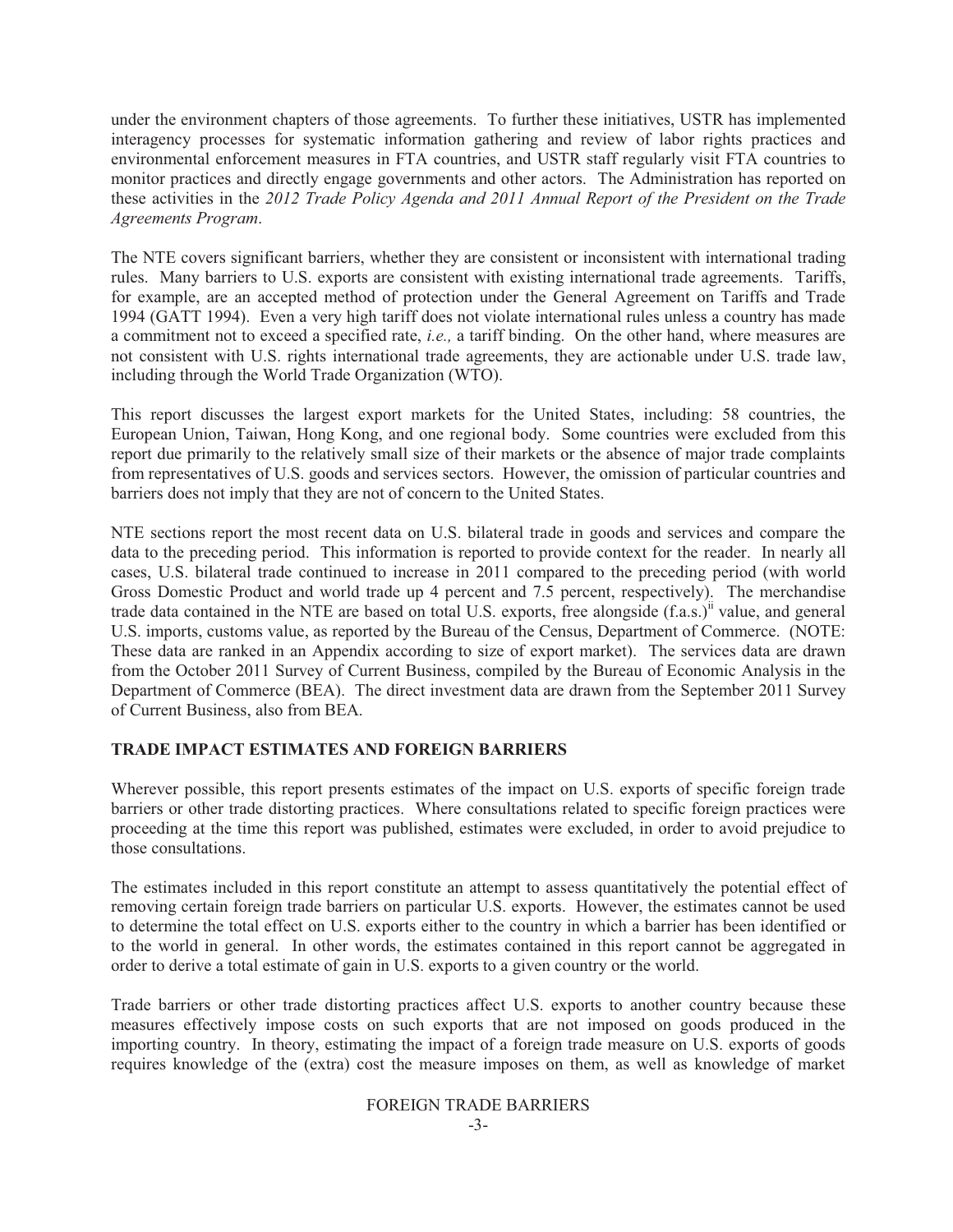under the environment chapters of those agreements. To further these initiatives, USTR has implemented interagency processes for systematic information gathering and review of labor rights practices and environmental enforcement measures in FTA countries, and USTR staff regularly visit FTA countries to monitor practices and directly engage governments and other actors. The Administration has reported on these activities in the *2012 Trade Policy Agenda and 2011 Annual Report of the President on the Trade Agreements Program*.

The NTE covers significant barriers, whether they are consistent or inconsistent with international trading rules. Many barriers to U.S. exports are consistent with existing international trade agreements. Tariffs, for example, are an accepted method of protection under the General Agreement on Tariffs and Trade 1994 (GATT 1994). Even a very high tariff does not violate international rules unless a country has made a commitment not to exceed a specified rate, *i.e.,* a tariff binding. On the other hand, where measures are not consistent with U.S. rights international trade agreements, they are actionable under U.S. trade law, including through the World Trade Organization (WTO).

This report discusses the largest export markets for the United States, including: 58 countries, the European Union, Taiwan, Hong Kong, and one regional body. Some countries were excluded from this report due primarily to the relatively small size of their markets or the absence of major trade complaints from representatives of U.S. goods and services sectors. However, the omission of particular countries and barriers does not imply that they are not of concern to the United States.

NTE sections report the most recent data on U.S. bilateral trade in goods and services and compare the data to the preceding period. This information is reported to provide context for the reader. In nearly all cases, U.S. bilateral trade continued to increase in 2011 compared to the preceding period (with world Gross Domestic Product and world trade up 4 percent and 7.5 percent, respectively). The merchandise trade data contained in the NTE are based on total U.S. exports, free alongside (f.a.s.)[ii] value, and general U.S. imports, customs value, as reported by the Bureau of the Census, Department of Commerce. (NOTE: These data are ranked in an Appendix according to size of export market). The services data are drawn from the October 2011 Survey of Current Business, compiled by the Bureau of Economic Analysis in the Department of Commerce (BEA). The direct investment data are drawn from the September 2011 Survey of Current Business, also from BEA.

## TRADE IMPACT ESTIMATES AND FOREIGN BARRIERS

Wherever possible, this report presents estimates of the impact on U.S. exports of specific foreign trade barriers or other trade distorting practices. Where consultations related to specific foreign practices were proceeding at the time this report was published, estimates were excluded, in order to avoid prejudice to those consultations.

The estimates included in this report constitute an attempt to assess quantitatively the potential effect of removing certain foreign trade barriers on particular U.S. exports. However, the estimates cannot be used to determine the total effect on U.S. exports either to the country in which a barrier has been identified or to the world in general. In other words, the estimates contained in this report cannot be aggregated in order to derive a total estimate of gain in U.S. exports to a given country or the world.

Trade barriers or other trade distorting practices affect U.S. exports to another country because these measures effectively impose costs on such exports that are not imposed on goods produced in the importing country. In theory, estimating the impact of a foreign trade measure on U.S. exports of goods requires knowledge of the (extra) cost the measure imposes on them, as well as knowledge of market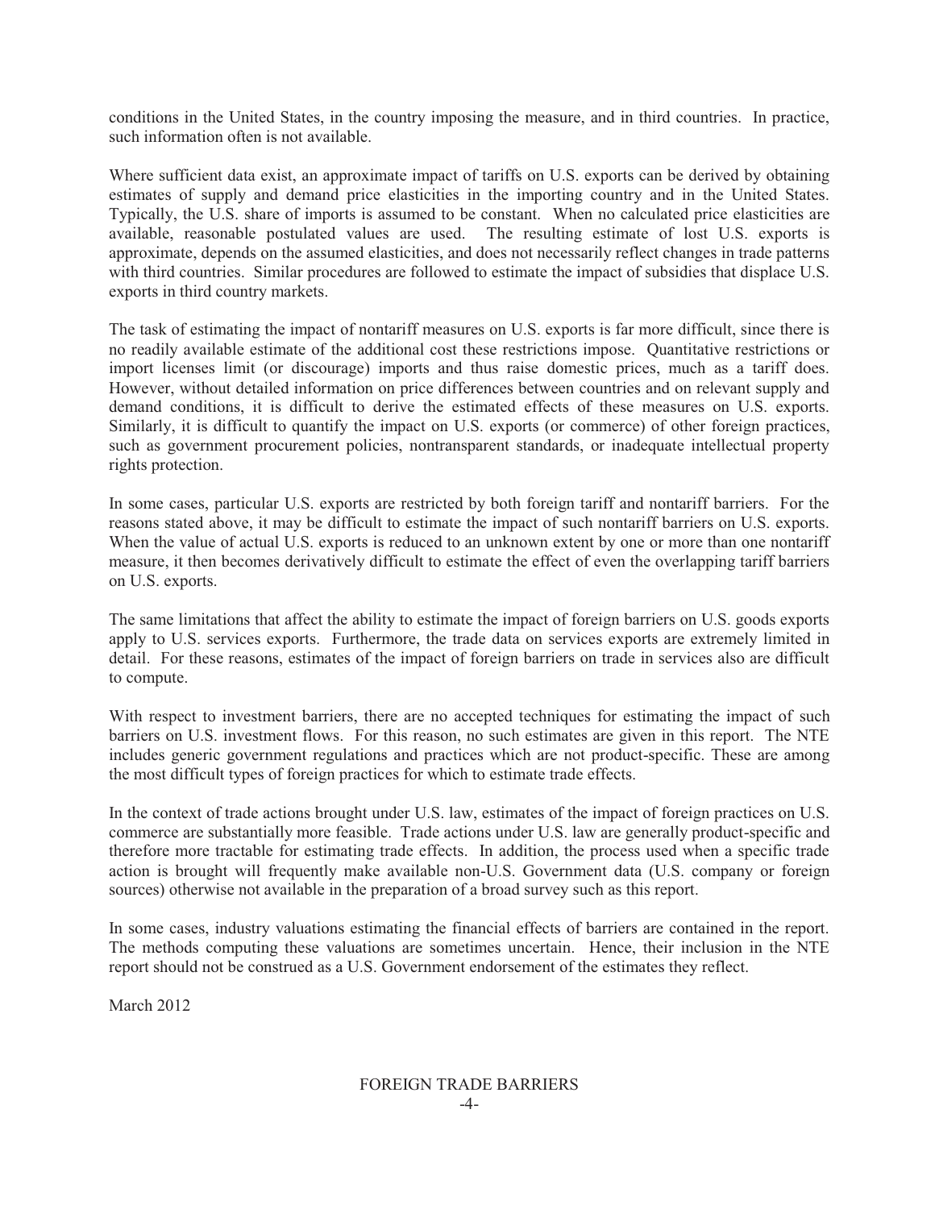conditions in the United States, in the country imposing the measure, and in third countries. In practice, such information often is not available.

Where sufficient data exist, an approximate impact of tariffs on U.S. exports can be derived by obtaining estimates of supply and demand price elasticities in the importing country and in the United States. Typically, the U.S. share of imports is assumed to be constant. When no calculated price elasticities are available, reasonable postulated values are used. The resulting estimate of lost U.S. exports is approximate, depends on the assumed elasticities, and does not necessarily reflect changes in trade patterns with third countries. Similar procedures are followed to estimate the impact of subsidies that displace U.S. exports in third country markets.

The task of estimating the impact of nontariff measures on U.S. exports is far more difficult, since there is no readily available estimate of the additional cost these restrictions impose. Quantitative restrictions or import licenses limit (or discourage) imports and thus raise domestic prices, much as a tariff does. However, without detailed information on price differences between countries and on relevant supply and demand conditions, it is difficult to derive the estimated effects of these measures on U.S. exports. Similarly, it is difficult to quantify the impact on U.S. exports (or commerce) of other foreign practices, such as government procurement policies, nontransparent standards, or inadequate intellectual property rights protection.

In some cases, particular U.S. exports are restricted by both foreign tariff and nontariff barriers. For the reasons stated above, it may be difficult to estimate the impact of such nontariff barriers on U.S. exports. When the value of actual U.S. exports is reduced to an unknown extent by one or more than one nontariff measure, it then becomes derivatively difficult to estimate the effect of even the overlapping tariff barriers on U.S. exports.

The same limitations that affect the ability to estimate the impact of foreign barriers on U.S. goods exports apply to U.S. services exports. Furthermore, the trade data on services exports are extremely limited in detail. For these reasons, estimates of the impact of foreign barriers on trade in services also are difficult to compute.

With respect to investment barriers, there are no accepted techniques for estimating the impact of such barriers on U.S. investment flows. For this reason, no such estimates are given in this report. The NTE includes generic government regulations and practices which are not product-specific. These are among the most difficult types of foreign practices for which to estimate trade effects.

In the context of trade actions brought under U.S. law, estimates of the impact of foreign practices on U.S. commerce are substantially more feasible. Trade actions under U.S. law are generally product-specific and therefore more tractable for estimating trade effects. In addition, the process used when a specific trade action is brought will frequently make available non-U.S. Government data (U.S. company or foreign sources) otherwise not available in the preparation of a broad survey such as this report.

In some cases, industry valuations estimating the financial effects of barriers are contained in the report. The methods computing these valuations are sometimes uncertain. Hence, their inclusion in the NTE report should not be construed as a U.S. Government endorsement of the estimates they reflect.

March 2012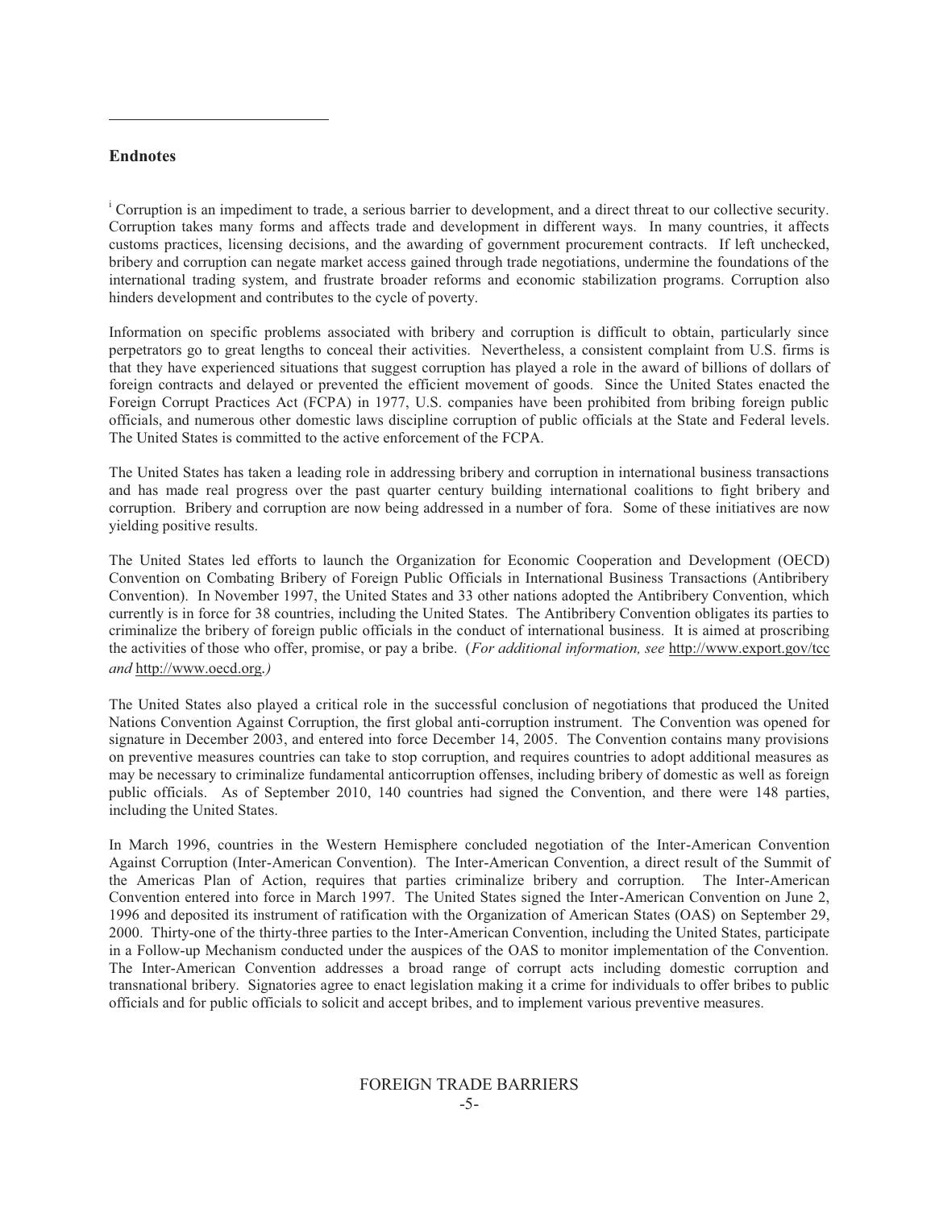## Endnotes

[i] Corruption is an impediment to trade, a serious barrier to development, and a direct threat to our collective security. Corruption takes many forms and affects trade and development in different ways. In many countries, it affects customs practices, licensing decisions, and the awarding of government procurement contracts. If left unchecked, bribery and corruption can negate market access gained through trade negotiations, undermine the foundations of the international trading system, and frustrate broader reforms and economic stabilization programs. Corruption also hinders development and contributes to the cycle of poverty.

Information on specific problems associated with bribery and corruption is difficult to obtain, particularly since perpetrators go to great lengths to conceal their activities. Nevertheless, a consistent complaint from U.S. firms is that they have experienced situations that suggest corruption has played a role in the award of billions of dollars of foreign contracts and delayed or prevented the efficient movement of goods. Since the United States enacted the Foreign Corrupt Practices Act (FCPA) in 1977, U.S. companies have been prohibited from bribing foreign public officials, and numerous other domestic laws discipline corruption of public officials at the State and Federal levels. The United States is committed to the active enforcement of the FCPA.

The United States has taken a leading role in addressing bribery and corruption in international business transactions and has made real progress over the past quarter century building international coalitions to fight bribery and corruption. Bribery and corruption are now being addressed in a number of fora. Some of these initiatives are now yielding positive results.

The United States led efforts to launch the Organization for Economic Cooperation and Development (OECD) Convention on Combating Bribery of Foreign Public Officials in International Business Transactions (Antibribery Convention). In November 1997, the United States and 33 other nations adopted the Antibribery Convention, which currently is in force for 38 countries, including the United States. The Antibribery Convention obligates its parties to criminalize the bribery of foreign public officials in the conduct of international business. It is aimed at proscribing the activities of those who offer, promise, or pay a bribe. (*For additional information, see* http://www.export.gov/tcc *and* http://www.oecd.org.*)*

The United States also played a critical role in the successful conclusion of negotiations that produced the United Nations Convention Against Corruption, the first global anti-corruption instrument. The Convention was opened for signature in December 2003, and entered into force December 14, 2005. The Convention contains many provisions on preventive measures countries can take to stop corruption, and requires countries to adopt additional measures as may be necessary to criminalize fundamental anticorruption offenses, including bribery of domestic as well as foreign public officials. As of September 2010, 140 countries had signed the Convention, and there were 148 parties, including the United States.

In March 1996, countries in the Western Hemisphere concluded negotiation of the Inter-American Convention Against Corruption (Inter-American Convention). The Inter-American Convention, a direct result of the Summit of the Americas Plan of Action, requires that parties criminalize bribery and corruption. The Inter-American Convention entered into force in March 1997. The United States signed the Inter-American Convention on June 2, 1996 and deposited its instrument of ratification with the Organization of American States (OAS) on September 29, 2000. Thirty-one of the thirty-three parties to the Inter-American Convention, including the United States, participate in a Follow-up Mechanism conducted under the auspices of the OAS to monitor implementation of the Convention. The Inter-American Convention addresses a broad range of corrupt acts including domestic corruption and transnational bribery. Signatories agree to enact legislation making it a crime for individuals to offer bribes to public officials and for public officials to solicit and accept bribes, and to implement various preventive measures.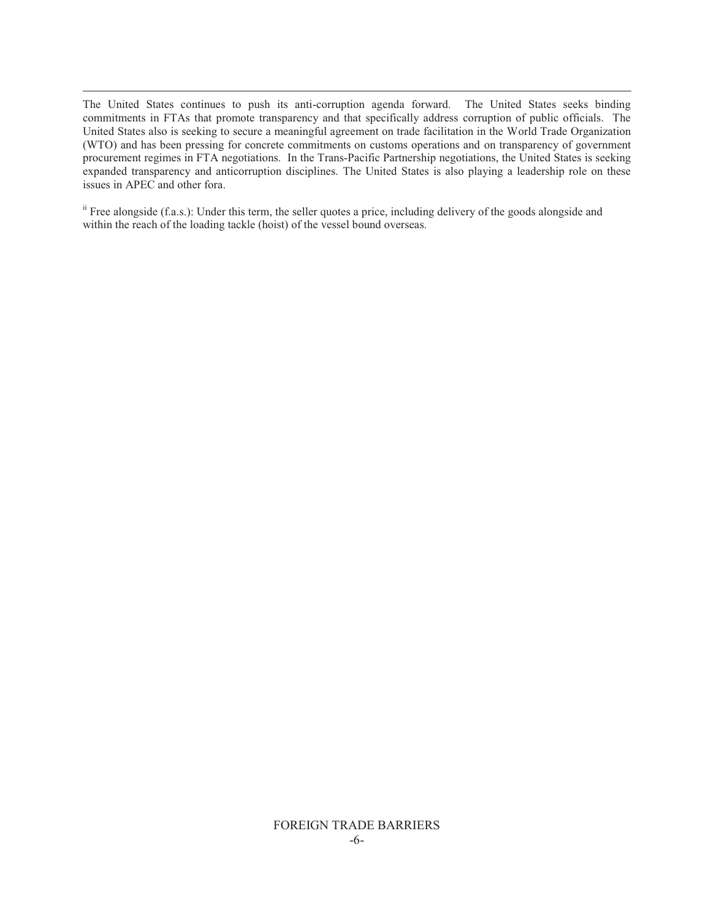The United States continues to push its anti-corruption agenda forward. The United States seeks binding commitments in FTAs that promote transparency and that specifically address corruption of public officials. The United States also is seeking to secure a meaningful agreement on trade facilitation in the World Trade Organization (WTO) and has been pressing for concrete commitments on customs operations and on transparency of government procurement regimes in FTA negotiations. In the Trans-Pacific Partnership negotiations, the United States is seeking expanded transparency and anticorruption disciplines. The United States is also playing a leadership role on these issues in APEC and other fora.

[ii] Free alongside (f.a.s.): Under this term, the seller quotes a price, including delivery of the goods alongside and within the reach of the loading tackle (hoist) of the vessel bound overseas.